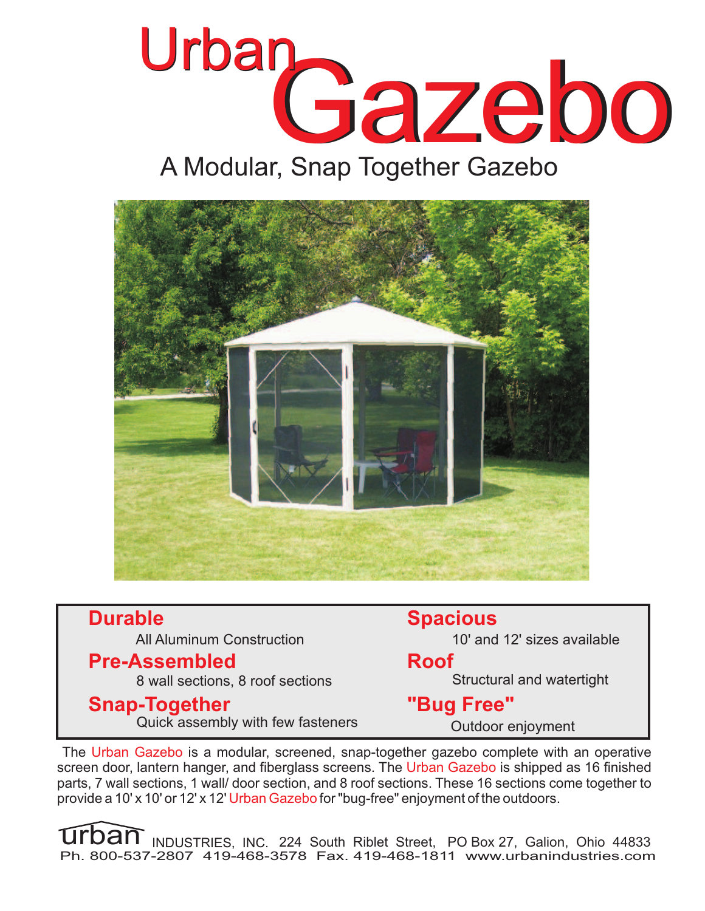# Urban Gazebo

## A Modular, Snap Together Gazebo

**Durable**
All Aluminum Construction

**Pre-Assembled**
8 wall sections, 8 roof sections

**Snap-Together**
Quick assembly with few fasteners

**Spacious**
10' and 12' sizes available

**Roof**
Structural and watertight

**"Bug Free"**
Outdoor enjoyment

The Urban Gazebo is a modular, screened, snap-together gazebo complete with an operative screen door, lantern hanger, and fiberglass screens. The Urban Gazebo is shipped as 16 finished parts, 7 wall sections, 1 wall/ door section, and 8 roof sections. These 16 sections come together to provide a 10' x 10' or 12' x 12' Urban Gazebo for "bug-free" enjoyment of the outdoors.

urban INDUSTRIES, INC. 224 South Riblet Street, PO Box 27, Galion, Ohio 44833
Ph. 800-537-2807 419-468-3578 Fax. 419-468-1811 www.urbanindustries.com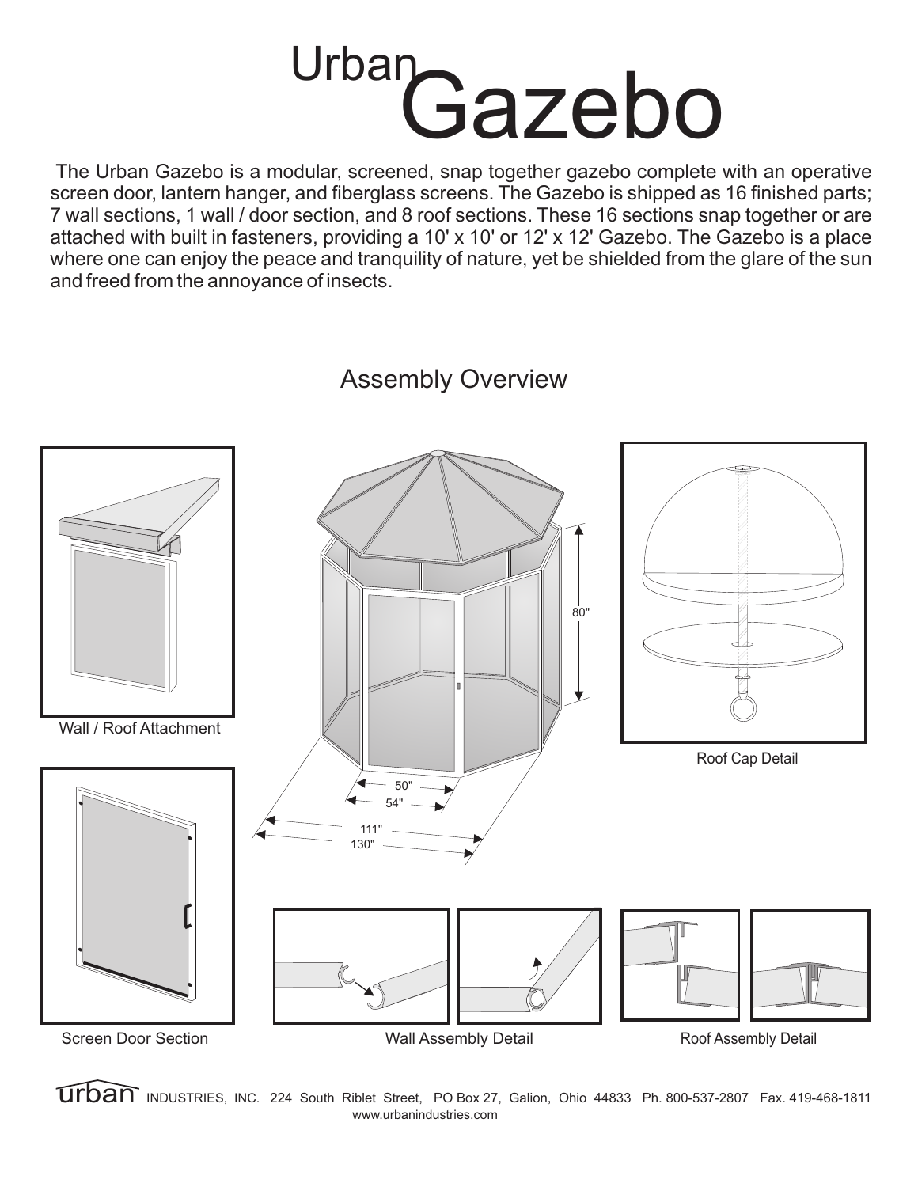# Urban Gazebo

The Urban Gazebo is a modular, screened, snap together gazebo complete with an operative screen door, lantern hanger, and fiberglass screens. The Gazebo is shipped as 16 finished parts; 7 wall sections, 1 wall / door section, and 8 roof sections. These 16 sections snap together or are attached with built in fasteners, providing a 10' x 10' or 12' x 12' Gazebo. The Gazebo is a place where one can enjoy the peace and tranquility of nature, yet be shielded from the glare of the sun and freed from the annoyance of insects.

## Assembly Overview

Wall / Roof Attachment

80"

50"

54"

111"

130"

Roof Cap Detail

Screen Door Section

Wall Assembly Detail

Roof Assembly Detail

urban INDUSTRIES, INC. 224 South Riblet Street, PO Box 27, Galion, Ohio 44833 Ph. 800-537-2807 Fax. 419-468-1811
www.urbanindustries.com